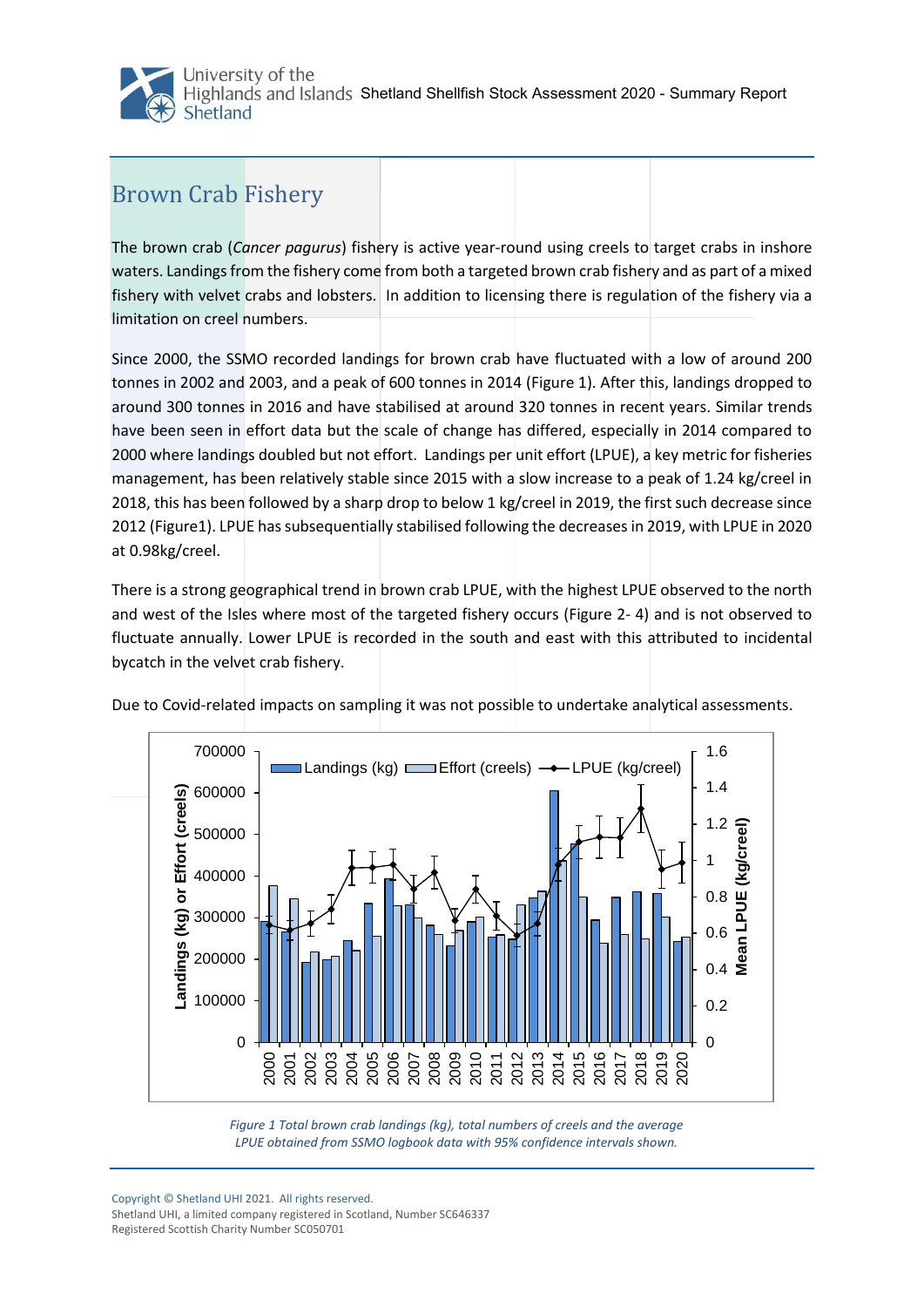## Brown Crab Fishery

The brown crab (*Cancer pagurus*) fishery is active year-round using creels to target crabs in inshore waters. Landings from the fishery come from both a targeted brown crab fishery and as part of a mixed fishery with velvet crabs and lobsters. In addition to licensing there is regulation of the fishery via a limitation on creel numbers.

Since 2000, the SSMO recorded landings for brown crab have fluctuated with a low of around 200 tonnes in 2002 and 2003, and a peak of 600 tonnes in 2014 (Figure 1). After this, landings dropped to around 300 tonnes in 2016 and have stabilised at around 320 tonnes in recent years. Similar trends have been seen in effort data but the scale of change has differed, especially in 2014 compared to 2000 where landings doubled but not effort. Landings per unit effort (LPUE), a key metric for fisheries management, has been relatively stable since 2015 with a slow increase to a peak of 1.24 kg/creel in 2018, this has been followed by a sharp drop to below 1 kg/creel in 2019, the first such decrease since 2012 (Figure1). LPUE has subsequentially stabilised following the decreases in 2019, with LPUE in 2020 at 0.98kg/creel.

There is a strong geographical trend in brown crab LPUE, with the highest LPUE observed to the north and west of the Isles where most of the targeted fishery occurs (Figure 2- 4) and is not observed to fluctuate annually. Lower LPUE is recorded in the south and east with this attributed to incidental bycatch in the velvet crab fishery.

Due to Covid-related impacts on sampling it was not possible to undertake analytical assessments.

*Figure 1 Total brown crab landings (kg), total numbers of creels and the average LPUE obtained from SSMO logbook data with 95% confidence intervals shown.*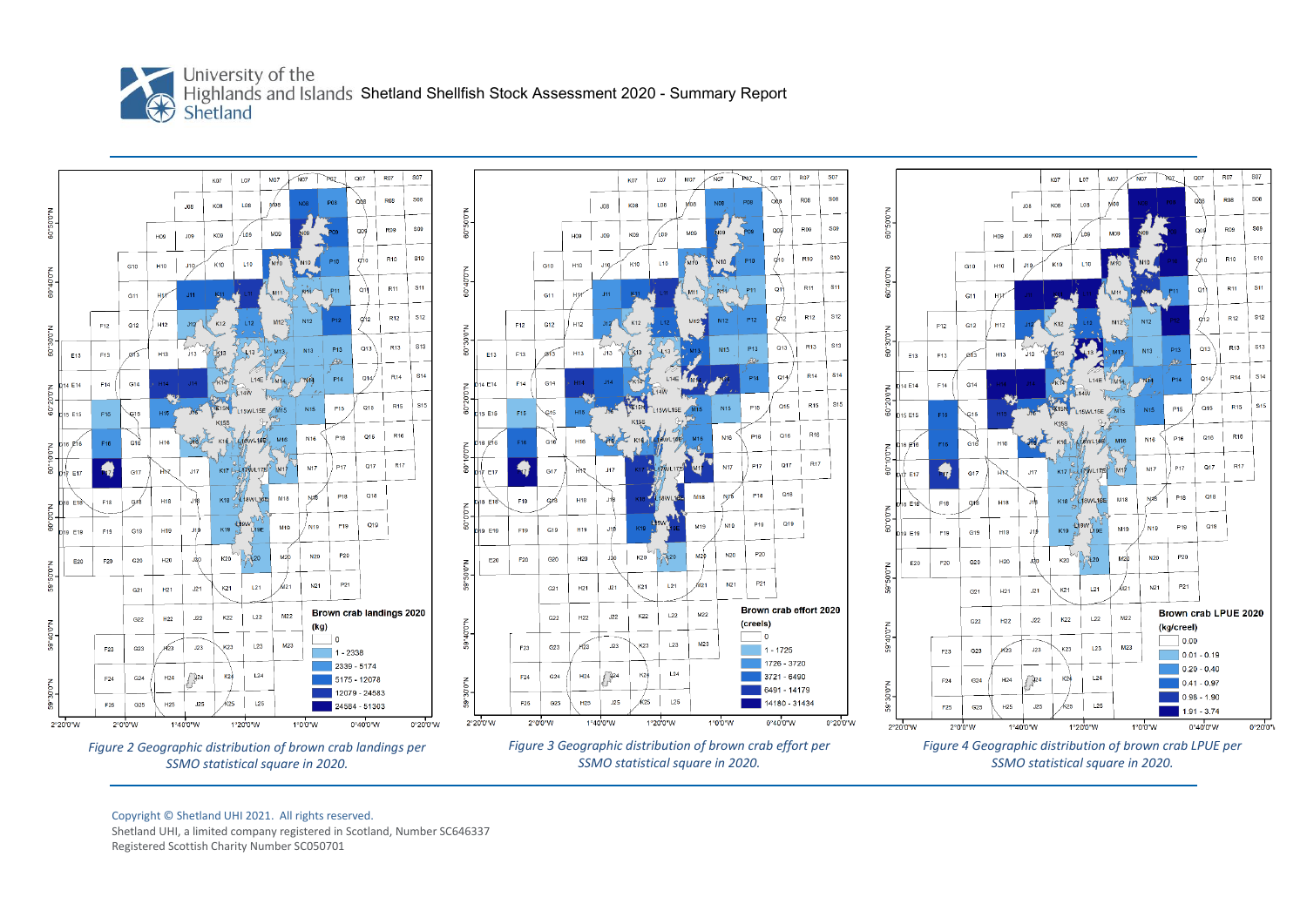Brown crab landings 2020
(kg)
0
1 - 2338
2339 - 5174
5175 - 12078
12079 - 24583
24584 - 51303

*Figure 2 Geographic distribution of brown crab landings per SSMO statistical square in 2020.*

Brown crab effort 2020
(creels)
0
1 - 1725
1726 - 3720
3721 - 6490
6491 - 14179
14180 - 31434

*Figure 3 Geographic distribution of brown crab effort per SSMO statistical square in 2020.*

Brown crab LPUE 2020
(kg/creel)
0.00
0.01 - 0.19
0.20 - 0.40
0.41 - 0.97
0.98 - 1.90
1.91 - 3.74

*Figure 4 Geographic distribution of brown crab LPUE per SSMO statistical square in 2020.*

Copyright © Shetland UHI 2021. All rights reserved.
Shetland UHI, a limited company registered in Scotland, Number SC646337
Registered Scottish Charity Number SC050701